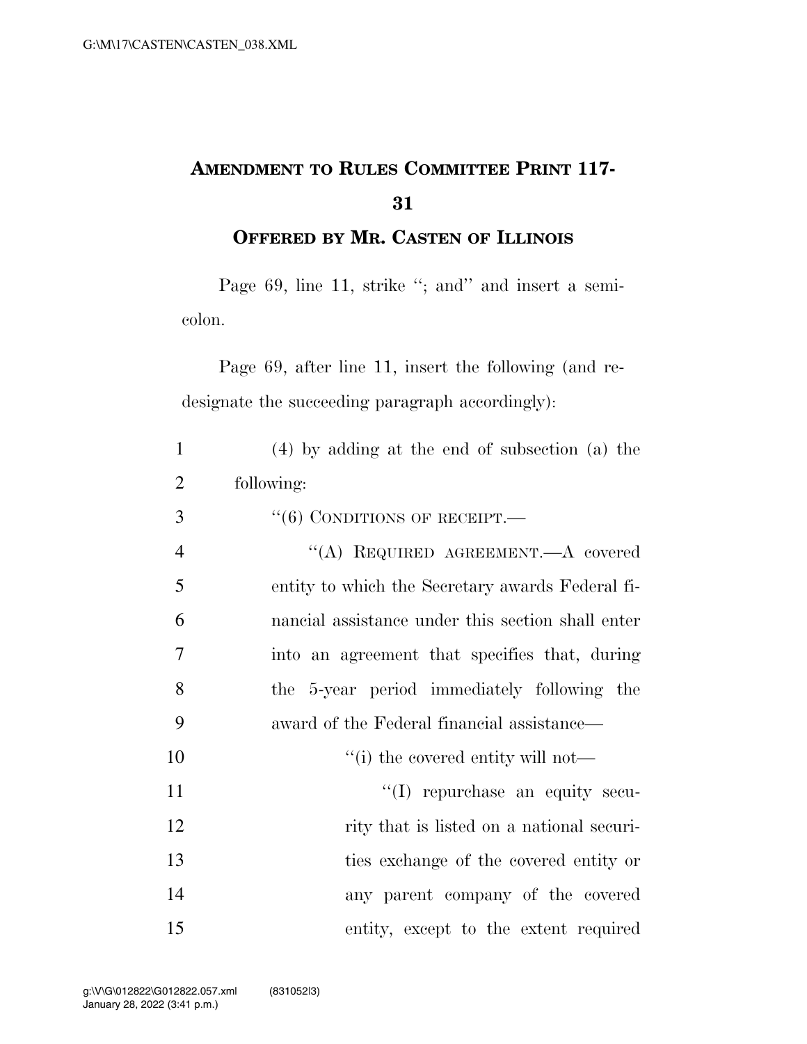# AMENDMENT TO RULES COMMITTEE PRINT 117-31

## OFFERED BY MR. CASTEN OF ILLINOIS

Page 69, line 11, strike "; and" and insert a semicolon.

Page 69, after line 11, insert the following (and redesignate the succeeding paragraph accordingly):

(4) by adding at the end of subsection (a) the following:

"(6) CONDITIONS OF RECEIPT.—

"(A) REQUIRED AGREEMENT.—A covered entity to which the Secretary awards Federal financial assistance under this section shall enter into an agreement that specifies that, during the 5-year period immediately following the award of the Federal financial assistance—

"(i) the covered entity will not—

"(I) repurchase an equity security that is listed on a national securities exchange of the covered entity or any parent company of the covered entity, except to the extent required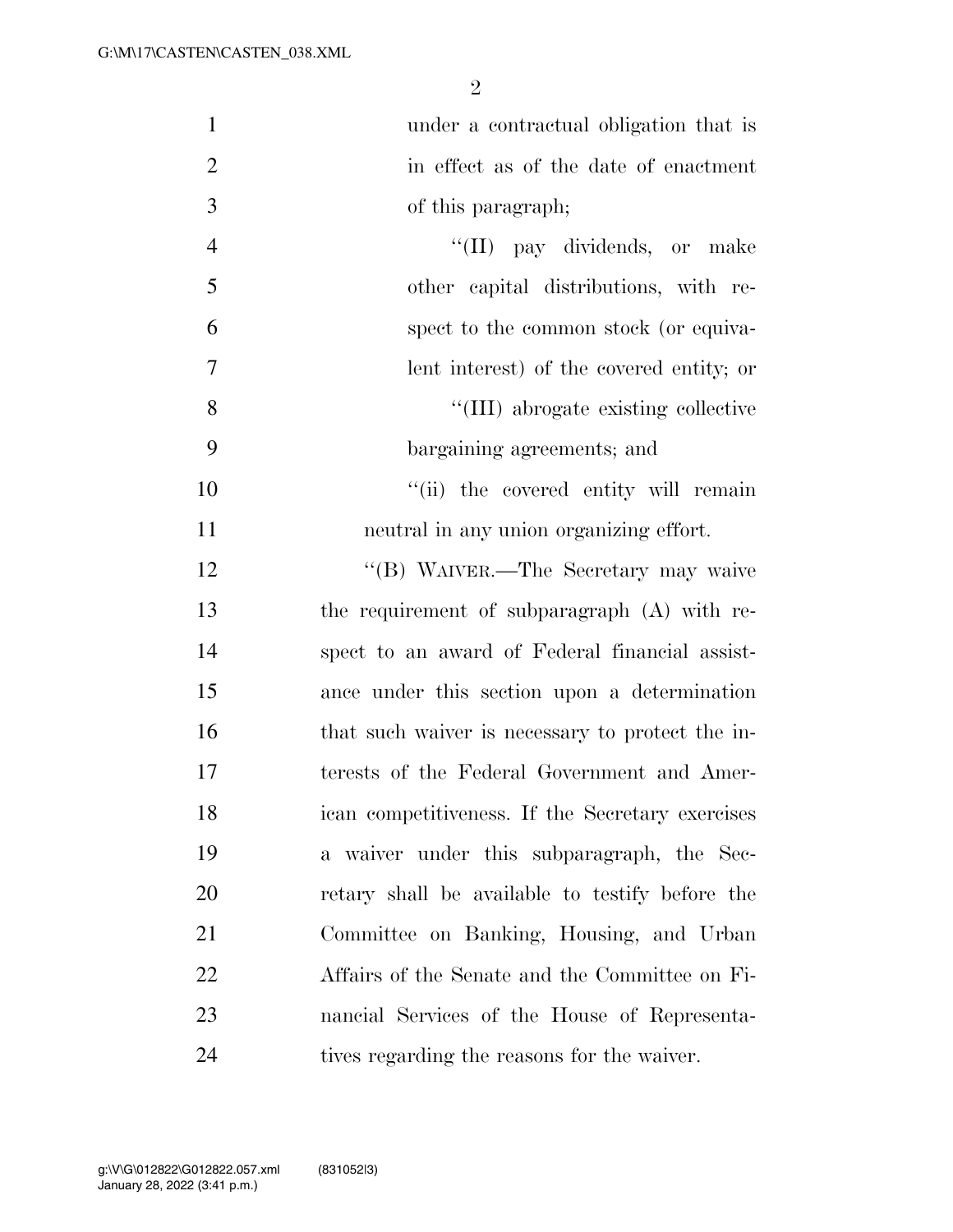under a contractual obligation that is in effect as of the date of enactment of this paragraph;

''(II) pay dividends, or make other capital distributions, with respect to the common stock (or equivalent interest) of the covered entity; or

''(III) abrogate existing collective bargaining agreements; and

''(ii) the covered entity will remain neutral in any union organizing effort.

''(B) WAIVER.—The Secretary may waive the requirement of subparagraph (A) with respect to an award of Federal financial assistance under this section upon a determination that such waiver is necessary to protect the interests of the Federal Government and American competitiveness. If the Secretary exercises a waiver under this subparagraph, the Secretary shall be available to testify before the Committee on Banking, Housing, and Urban Affairs of the Senate and the Committee on Financial Services of the House of Representatives regarding the reasons for the waiver.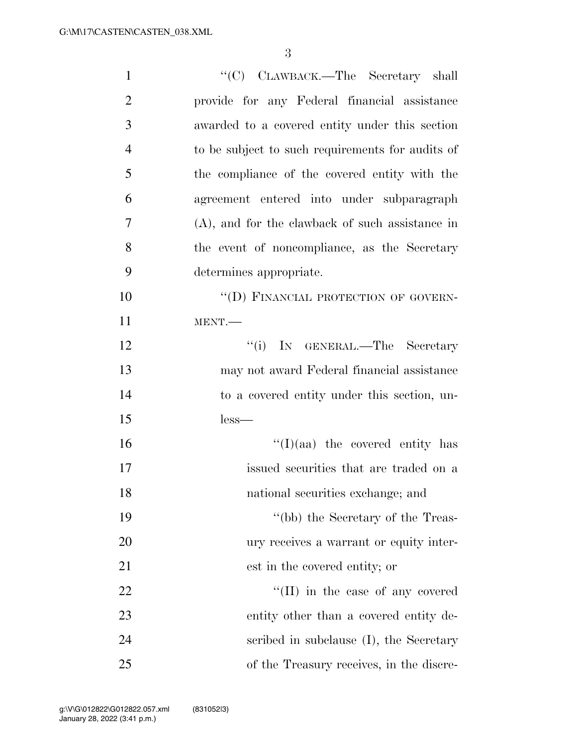''(C) CLAWBACK.—The Secretary shall provide for any Federal financial assistance awarded to a covered entity under this section to be subject to such requirements for audits of the compliance of the covered entity with the agreement entered into under subparagraph (A), and for the clawback of such assistance in the event of noncompliance, as the Secretary determines appropriate.

''(D) FINANCIAL PROTECTION OF GOVERNMENT.—

''(i) IN GENERAL.—The Secretary may not award Federal financial assistance to a covered entity under this section, unless—

''(I)(aa) the covered entity has issued securities that are traded on a national securities exchange; and

''(bb) the Secretary of the Treasury receives a warrant or equity interest in the covered entity; or

''(II) in the case of any covered entity other than a covered entity described in subclause (I), the Secretary of the Treasury receives, in the discre-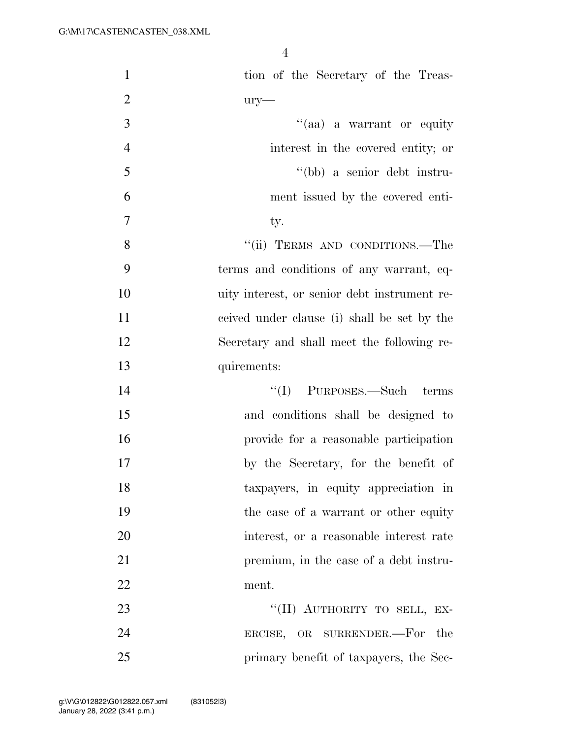tion of the Secretary of the Treasury—

"(aa) a warrant or equity interest in the covered entity; or

"(bb) a senior debt instrument issued by the covered entity.

"(ii) TERMS AND CONDITIONS.—The terms and conditions of any warrant, equity interest, or senior debt instrument received under clause (i) shall be set by the Secretary and shall meet the following requirements:

"(I) PURPOSES.—Such terms and conditions shall be designed to provide for a reasonable participation by the Secretary, for the benefit of taxpayers, in equity appreciation in the case of a warrant or other equity interest, or a reasonable interest rate premium, in the case of a debt instrument.

"(II) AUTHORITY TO SELL, EXERCISE, OR SURRENDER.—For the primary benefit of taxpayers, the Sec-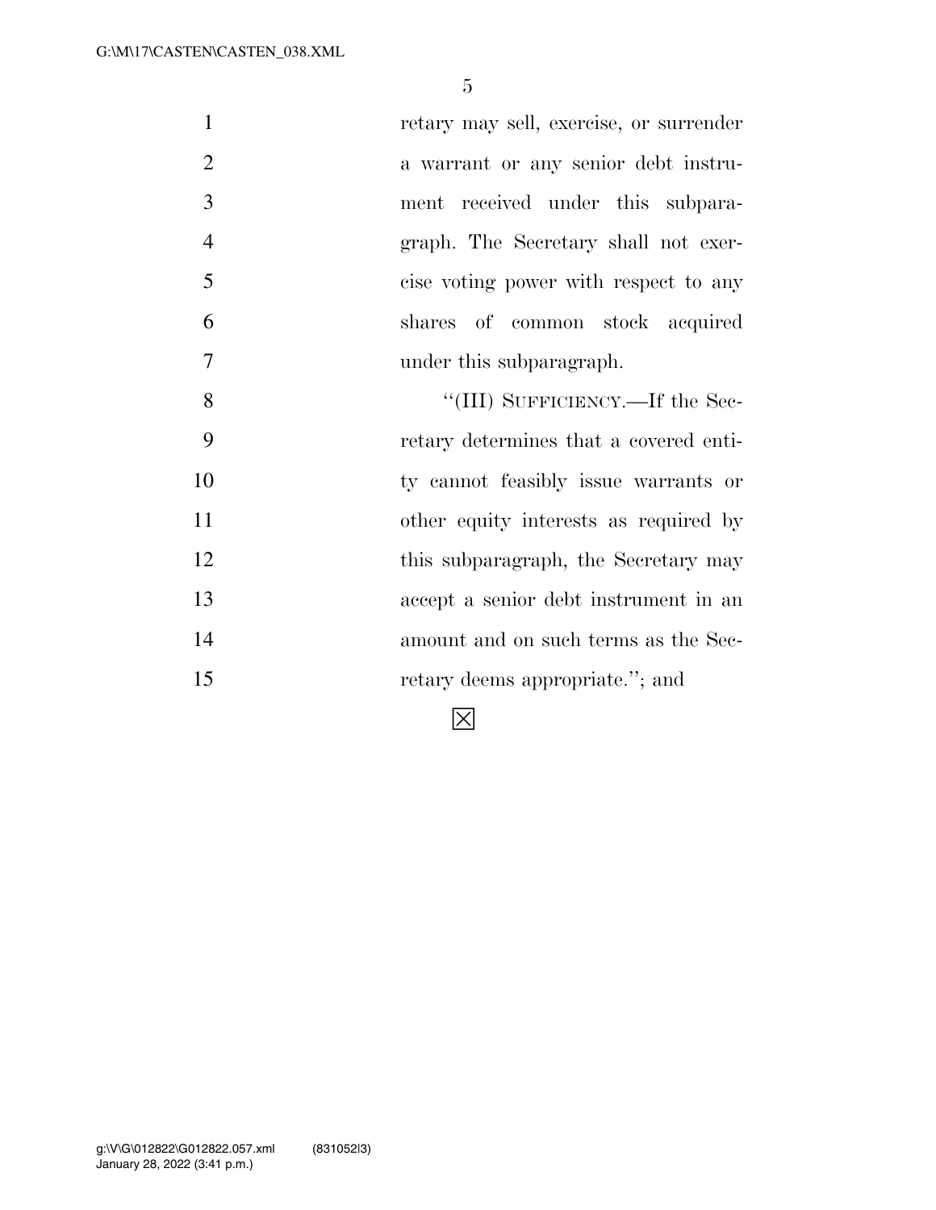retary may sell, exercise, or surrender a warrant or any senior debt instrument received under this subparagraph. The Secretary shall not exercise voting power with respect to any shares of common stock acquired under this subparagraph.

"(III) SUFFICIENCY.—If the Secretary determines that a covered entity cannot feasibly issue warrants or other equity interests as required by this subparagraph, the Secretary may accept a senior debt instrument in an amount and on such terms as the Secretary deems appropriate."; and